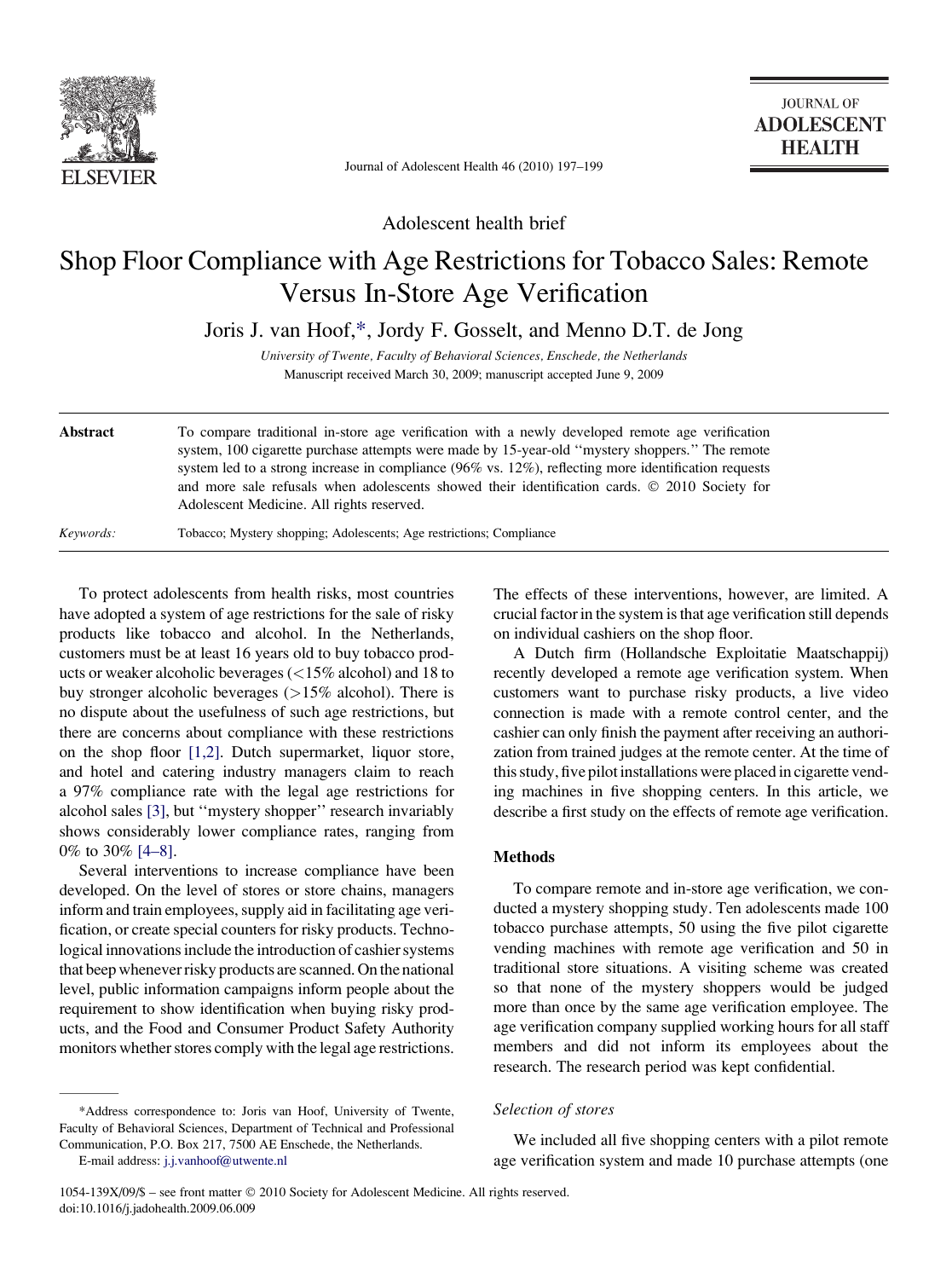Adolescent health brief

# Shop Floor Compliance with Age Restrictions for Tobacco Sales: Remote Versus In-Store Age Verification

Joris J. van Hoof,*, Jordy F. Gosselt, and Menno D.T. de Jong

*University of Twente, Faculty of Behavioral Sciences, Enschede, the Netherlands*

Manuscript received March 30, 2009; manuscript accepted June 9, 2009

**Abstract** To compare traditional in-store age verification with a newly developed remote age verification system, 100 cigarette purchase attempts were made by 15-year-old ''mystery shoppers.'' The remote system led to a strong increase in compliance (96% vs. 12%), reflecting more identification requests and more sale refusals when adolescents showed their identification cards. © 2010 Society for Adolescent Medicine. All rights reserved.

*Keywords:* Tobacco; Mystery shopping; Adolescents; Age restrictions; Compliance

To protect adolescents from health risks, most countries have adopted a system of age restrictions for the sale of risky products like tobacco and alcohol. In the Netherlands, customers must be at least 16 years old to buy tobacco products or weaker alcoholic beverages (<15% alcohol) and 18 to buy stronger alcoholic beverages (>15% alcohol). There is no dispute about the usefulness of such age restrictions, but there are concerns about compliance with these restrictions on the shop floor [1,2]. Dutch supermarket, liquor store, and hotel and catering industry managers claim to reach a 97% compliance rate with the legal age restrictions for alcohol sales [3], but ''mystery shopper'' research invariably shows considerably lower compliance rates, ranging from 0% to 30% [4–8].

Several interventions to increase compliance have been developed. On the level of stores or store chains, managers inform and train employees, supply aid in facilitating age verification, or create special counters for risky products. Technological innovations include the introduction of cashier systems that beep whenever risky products are scanned. On the national level, public information campaigns inform people about the requirement to show identification when buying risky products, and the Food and Consumer Product Safety Authority monitors whether stores comply with the legal age restrictions. The effects of these interventions, however, are limited. A crucial factor in the system is that age verification still depends on individual cashiers on the shop floor.

A Dutch firm (Hollandsche Exploitatie Maatschappij) recently developed a remote age verification system. When customers want to purchase risky products, a live video connection is made with a remote control center, and the cashier can only finish the payment after receiving an authorization from trained judges at the remote center. At the time of this study, five pilot installations were placed in cigarette vending machines in five shopping centers. In this article, we describe a first study on the effects of remote age verification.

## Methods

To compare remote and in-store age verification, we conducted a mystery shopping study. Ten adolescents made 100 tobacco purchase attempts, 50 using the five pilot cigarette vending machines with remote age verification and 50 in traditional store situations. A visiting scheme was created so that none of the mystery shoppers would be judged more than once by the same age verification employee. The age verification company supplied working hours for all staff members and did not inform its employees about the research. The research period was kept confidential.

### Selection of stores

We included all five shopping centers with a pilot remote age verification system and made 10 purchase attempts (one

*Address correspondence to: Joris van Hoof, University of Twente, Faculty of Behavioral Sciences, Department of Technical and Professional Communication, P.O. Box 217, 7500 AE Enschede, the Netherlands.

E-mail address: j.j.vanhoof@utwente.nl

1054-139X/09/$ – see front matter © 2010 Society for Adolescent Medicine. All rights reserved.
doi:10.1016/j.jadohealth.2009.06.009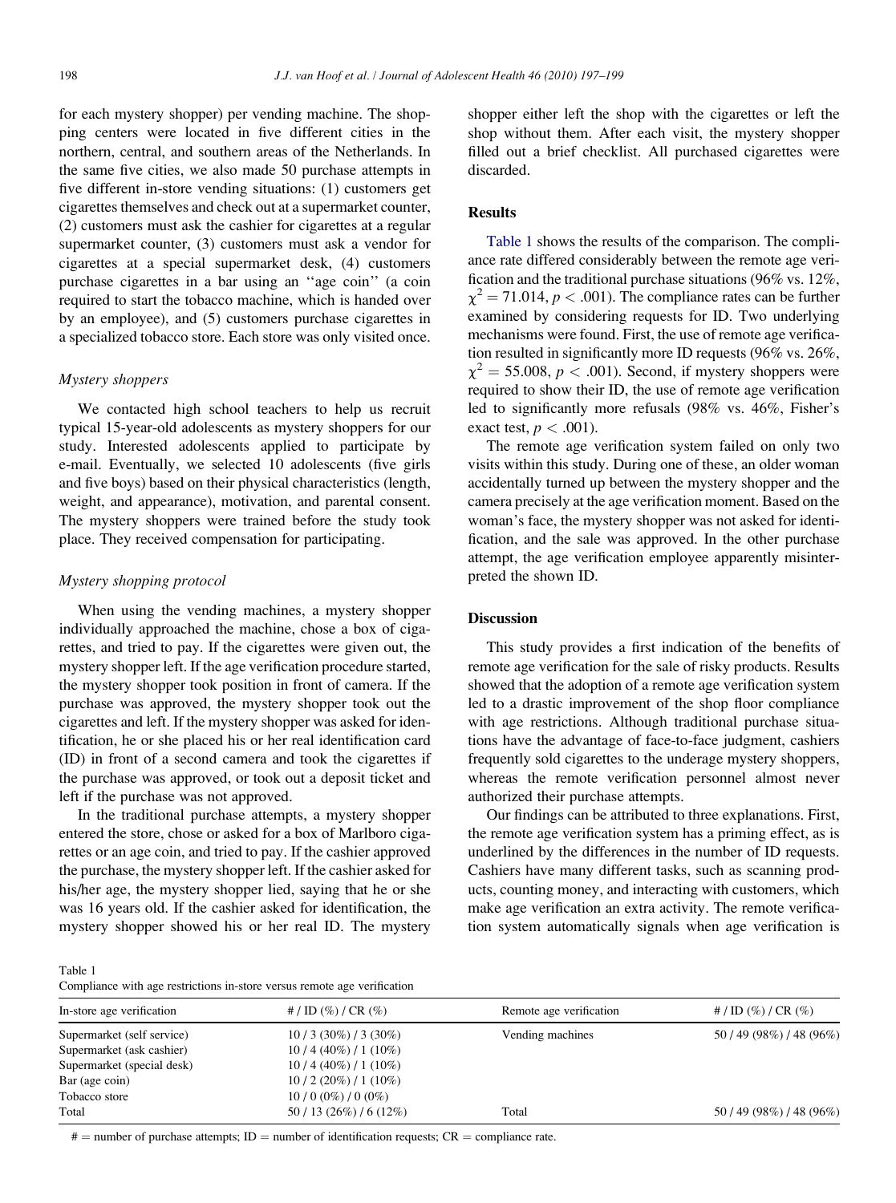for each mystery shopper) per vending machine. The shopping centers were located in five different cities in the northern, central, and southern areas of the Netherlands. In the same five cities, we also made 50 purchase attempts in five different in-store vending situations: (1) customers get cigarettes themselves and check out at a supermarket counter, (2) customers must ask the cashier for cigarettes at a regular supermarket counter, (3) customers must ask a vendor for cigarettes at a special supermarket desk, (4) customers purchase cigarettes in a bar using an ''age coin'' (a coin required to start the tobacco machine, which is handed over by an employee), and (5) customers purchase cigarettes in a specialized tobacco store. Each store was only visited once.

### *Mystery shoppers*

We contacted high school teachers to help us recruit typical 15-year-old adolescents as mystery shoppers for our study. Interested adolescents applied to participate by e-mail. Eventually, we selected 10 adolescents (five girls and five boys) based on their physical characteristics (length, weight, and appearance), motivation, and parental consent. The mystery shoppers were trained before the study took place. They received compensation for participating.

### *Mystery shopping protocol*

When using the vending machines, a mystery shopper individually approached the machine, chose a box of cigarettes, and tried to pay. If the cigarettes were given out, the mystery shopper left. If the age verification procedure started, the mystery shopper took position in front of camera. If the purchase was approved, the mystery shopper took out the cigarettes and left. If the mystery shopper was asked for identification, he or she placed his or her real identification card (ID) in front of a second camera and took the cigarettes if the purchase was approved, or took out a deposit ticket and left if the purchase was not approved.

In the traditional purchase attempts, a mystery shopper entered the store, chose or asked for a box of Marlboro cigarettes or an age coin, and tried to pay. If the cashier approved the purchase, the mystery shopper left. If the cashier asked for his/her age, the mystery shopper lied, saying that he or she was 16 years old. If the cashier asked for identification, the mystery shopper showed his or her real ID. The mystery shopper either left the shop with the cigarettes or left the shop without them. After each visit, the mystery shopper filled out a brief checklist. All purchased cigarettes were discarded.

## Results

Table 1 shows the results of the comparison. The compliance rate differed considerably between the remote age verification and the traditional purchase situations (96% vs. 12%, $\chi^2 = 71.014$, $p < .001$). The compliance rates can be further examined by considering requests for ID. Two underlying mechanisms were found. First, the use of remote age verification resulted in significantly more ID requests (96% vs. 26%, $\chi^2 = 55.008$, $p < .001$). Second, if mystery shoppers were required to show their ID, the use of remote age verification led to significantly more refusals (98% vs. 46%, Fisher's exact test, $p < .001$).

The remote age verification system failed on only two visits within this study. During one of these, an older woman accidentally turned up between the mystery shopper and the camera precisely at the age verification moment. Based on the woman's face, the mystery shopper was not asked for identification, and the sale was approved. In the other purchase attempt, the age verification employee apparently misinterpreted the shown ID.

## Discussion

This study provides a first indication of the benefits of remote age verification for the sale of risky products. Results showed that the adoption of a remote age verification system led to a drastic improvement of the shop floor compliance with age restrictions. Although traditional purchase situations have the advantage of face-to-face judgment, cashiers frequently sold cigarettes to the underage mystery shoppers, whereas the remote verification personnel almost never authorized their purchase attempts.

Our findings can be attributed to three explanations. First, the remote age verification system has a priming effect, as is underlined by the differences in the number of ID requests. Cashiers have many different tasks, such as scanning products, counting money, and interacting with customers, which make age verification an extra activity. The remote verification system automatically signals when age verification is

Table 1
Compliance with age restrictions in-store versus remote age verification

| In-store age verification | # / ID (%) / CR (%) | Remote age verification | # / ID (%) / CR (%) |
|---|---|---|---|
| Supermarket (self service) | 10 / 3 (30%) / 3 (30%) | Vending machines | 50 / 49 (98%) / 48 (96%) |
| Supermarket (ask cashier) | 10 / 4 (40%) / 1 (10%) | | |
| Supermarket (special desk) | 10 / 4 (40%) / 1 (10%) | | |
| Bar (age coin) | 10 / 2 (20%) / 1 (10%) | | |
| Tobacco store | 10 / 0 (0%) / 0 (0%) | | |
| Total | 50 / 13 (26%) / 6 (12%) | Total | 50 / 49 (98%) / 48 (96%) |

# = number of purchase attempts; ID = number of identification requests; CR = compliance rate.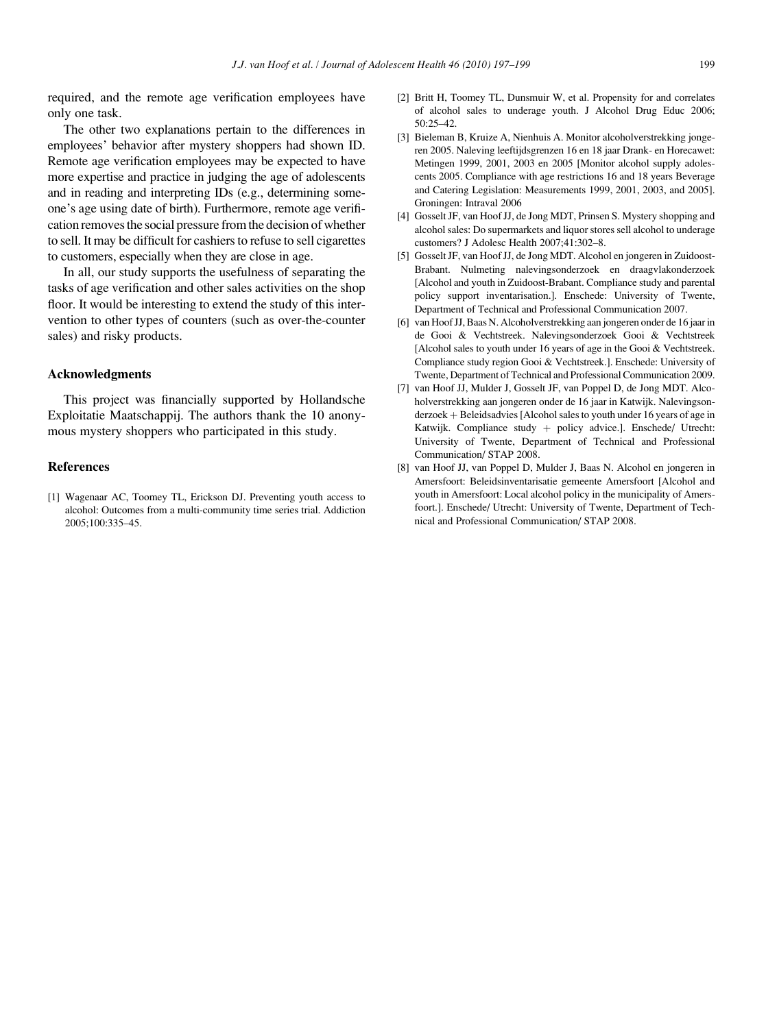required, and the remote age verification employees have only one task.

The other two explanations pertain to the differences in employees' behavior after mystery shoppers had shown ID. Remote age verification employees may be expected to have more expertise and practice in judging the age of adolescents and in reading and interpreting IDs (e.g., determining someone's age using date of birth). Furthermore, remote age verification removes the social pressure from the decision of whether to sell. It may be difficult for cashiers to refuse to sell cigarettes to customers, especially when they are close in age.

In all, our study supports the usefulness of separating the tasks of age verification and other sales activities on the shop floor. It would be interesting to extend the study of this intervention to other types of counters (such as over-the-counter sales) and risky products.

## Acknowledgments

This project was financially supported by Hollandsche Exploitatie Maatschappij. The authors thank the 10 anonymous mystery shoppers who participated in this study.

## References

[1] Wagenaar AC, Toomey TL, Erickson DJ. Preventing youth access to alcohol: Outcomes from a multi-community time series trial. Addiction 2005;100:335–45.

[2] Britt H, Toomey TL, Dunsmuir W, et al. Propensity for and correlates of alcohol sales to underage youth. J Alcohol Drug Educ 2006; 50:25–42.

[3] Bieleman B, Kruize A, Nienhuis A. Monitor alcoholverstrekking jongeren 2005. Naleving leeftijdsgrenzen 16 en 18 jaar Drank- en Horecawet: Metingen 1999, 2001, 2003 en 2005 [Monitor alcohol supply adolescents 2005. Compliance with age restrictions 16 and 18 years Beverage and Catering Legislation: Measurements 1999, 2001, 2003, and 2005]. Groningen: Intraval 2006

[4] Gosselt JF, van Hoof JJ, de Jong MDT, Prinsen S. Mystery shopping and alcohol sales: Do supermarkets and liquor stores sell alcohol to underage customers? J Adolesc Health 2007;41:302–8.

[5] Gosselt JF, van Hoof JJ, de Jong MDT. Alcohol en jongeren in Zuidoost-Brabant. Nulmeting nalevingsonderzoek en draagvlakonderzoek [Alcohol and youth in Zuidoost-Brabant. Compliance study and parental policy support inventarisation.]. Enschede: University of Twente, Department of Technical and Professional Communication 2007.

[6] van Hoof JJ, Baas N. Alcoholverstrekking aan jongeren onder de 16 jaar in de Gooi & Vechtstreek. Nalevingsonderzoek Gooi & Vechtstreek [Alcohol sales to youth under 16 years of age in the Gooi & Vechtstreek. Compliance study region Gooi & Vechtstreek.]. Enschede: University of Twente, Department of Technical and Professional Communication 2009.

[7] van Hoof JJ, Mulder J, Gosselt JF, van Poppel D, de Jong MDT. Alcoholverstrekking aan jongeren onder de 16 jaar in Katwijk. Nalevingsonderzoek + Beleidsadvies [Alcohol sales to youth under 16 years of age in Katwijk. Compliance study + policy advice.]. Enschede/ Utrecht: University of Twente, Department of Technical and Professional Communication/ STAP 2008.

[8] van Hoof JJ, van Poppel D, Mulder J, Baas N. Alcohol en jongeren in Amersfoort: Beleidsinventarisatie gemeente Amersfoort [Alcohol and youth in Amersfoort: Local alcohol policy in the municipality of Amersfoort.]. Enschede/ Utrecht: University of Twente, Department of Technical and Professional Communication/ STAP 2008.